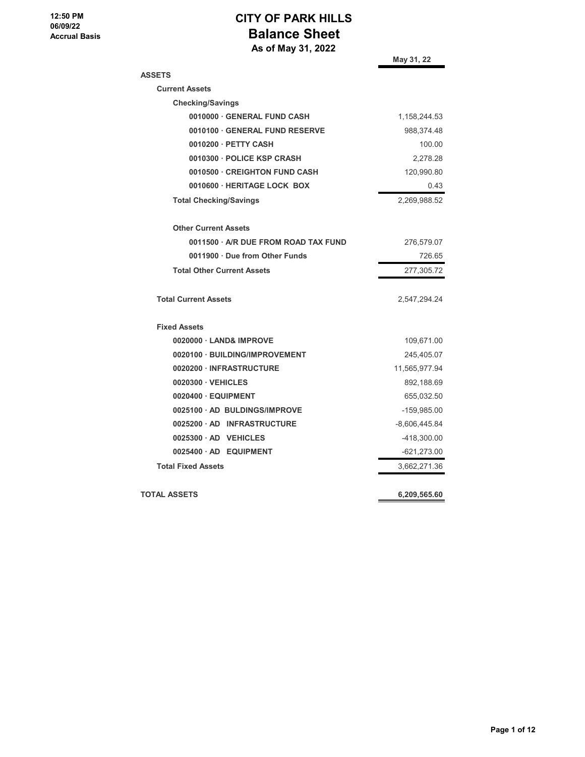12:50 PM
06/09/22
Accrual Basis

# CITY OF PARK HILLS
## Balance Sheet
### As of May 31, 2022

| | May 31, 22 |
|---|---|
| **ASSETS** | |
| **Current Assets** | |
| **Checking/Savings** | |
| 0010000 · GENERAL FUND CASH | 1,158,244.53 |
| 0010100 · GENERAL FUND RESERVE | 988,374.48 |
| 0010200 · PETTY CASH | 100.00 |
| 0010300 · POLICE KSP CRASH | 2,278.28 |
| 0010500 · CREIGHTON FUND CASH | 120,990.80 |
| 0010600 · HERITAGE LOCK BOX | 0.43 |
| **Total Checking/Savings** | 2,269,988.52 |
| **Other Current Assets** | |
| 0011500 · A/R DUE FROM ROAD TAX FUND | 276,579.07 |
| 0011900 · Due from Other Funds | 726.65 |
| **Total Other Current Assets** | 277,305.72 |
| **Total Current Assets** | 2,547,294.24 |
| **Fixed Assets** | |
| 0020000 · LAND& IMPROVE | 109,671.00 |
| 0020100 · BUILDING/IMPROVEMENT | 245,405.07 |
| 0020200 · INFRASTRUCTURE | 11,565,977.94 |
| 0020300 · VEHICLES | 892,188.69 |
| 0020400 · EQUIPMENT | 655,032.50 |
| 0025100 · AD BUILDINGS/IMPROVE | -159,985.00 |
| 0025200 · AD INFRASTRUCTURE | -8,606,445.84 |
| 0025300 · AD VEHICLES | -418,300.00 |
| 0025400 · AD EQUIPMENT | -621,273.00 |
| **Total Fixed Assets** | 3,662,271.36 |
| **TOTAL ASSETS** | **6,209,565.60** |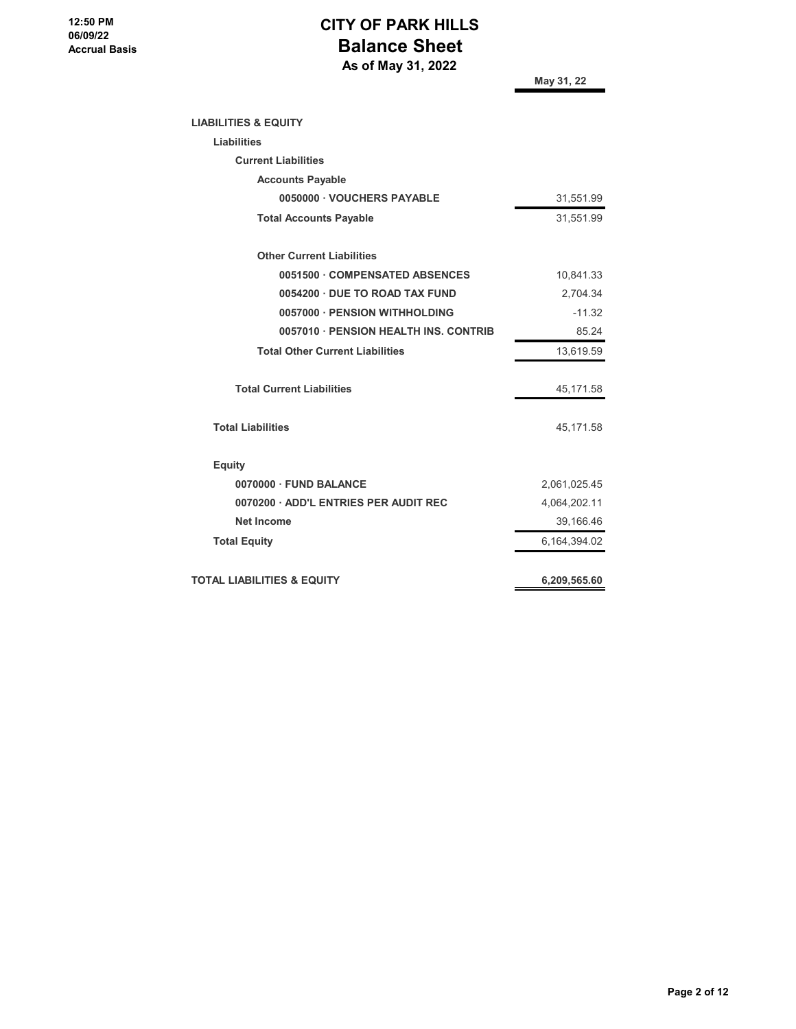# CITY OF PARK HILLS

## Balance Sheet

### As of May 31, 2022

12:50 PM
06/09/22
Accrual Basis

| | May 31, 22 |
|---|---|
| **LIABILITIES & EQUITY** | |
| **Liabilities** | |
| **Current Liabilities** | |
| **Accounts Payable** | |
| **0050000 · VOUCHERS PAYABLE** | 31,551.99 |
| **Total Accounts Payable** | 31,551.99 |
| **Other Current Liabilities** | |
| **0051500 · COMPENSATED ABSENCES** | 10,841.33 |
| **0054200 · DUE TO ROAD TAX FUND** | 2,704.34 |
| **0057000 · PENSION WITHHOLDING** | -11.32 |
| **0057010 · PENSION HEALTH INS. CONTRIB** | 85.24 |
| **Total Other Current Liabilities** | 13,619.59 |
| **Total Current Liabilities** | 45,171.58 |
| **Total Liabilities** | 45,171.58 |
| **Equity** | |
| **0070000 · FUND BALANCE** | 2,061,025.45 |
| **0070200 · ADD'L ENTRIES PER AUDIT REC** | 4,064,202.11 |
| **Net Income** | 39,166.46 |
| **Total Equity** | 6,164,394.02 |
| **TOTAL LIABILITIES & EQUITY** | **6,209,565.60** |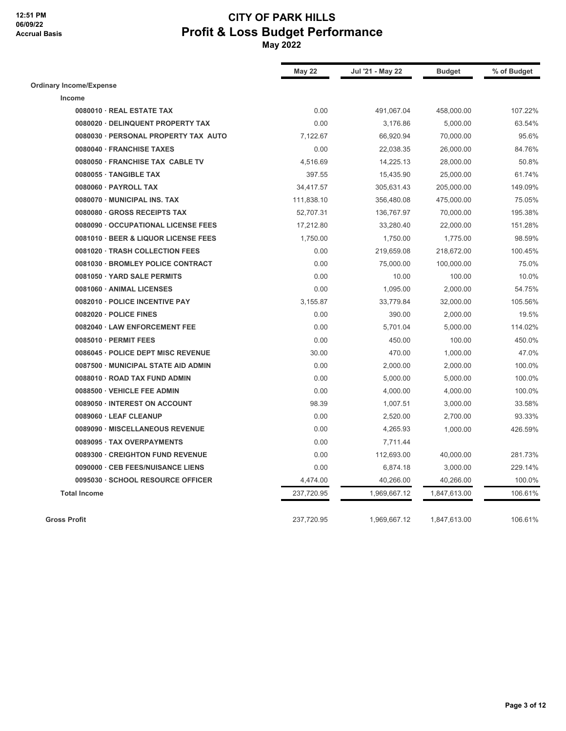# CITY OF PARK HILLS

## Profit & Loss Budget Performance

**May 2022**

12:51 PM
06/09/22
Accrual Basis

| | May 22 | Jul '21 - May 22 | Budget | % of Budget |
|---|---|---|---|---|
| **Ordinary Income/Expense** | | | | |
| **Income** | | | | |
| **0080010 · REAL ESTATE TAX** | 0.00 | 491,067.04 | 458,000.00 | 107.22% |
| **0080020 · DELINQUENT PROPERTY TAX** | 0.00 | 3,176.86 | 5,000.00 | 63.54% |
| **0080030 · PERSONAL PROPERTY TAX AUTO** | 7,122.67 | 66,920.94 | 70,000.00 | 95.6% |
| **0080040 · FRANCHISE TAXES** | 0.00 | 22,038.35 | 26,000.00 | 84.76% |
| **0080050 · FRANCHISE TAX CABLE TV** | 4,516.69 | 14,225.13 | 28,000.00 | 50.8% |
| **0080055 · TANGIBLE TAX** | 397.55 | 15,435.90 | 25,000.00 | 61.74% |
| **0080060 · PAYROLL TAX** | 34,417.57 | 305,631.43 | 205,000.00 | 149.09% |
| **0080070 · MUNICIPAL INS. TAX** | 111,838.10 | 356,480.08 | 475,000.00 | 75.05% |
| **0080080 · GROSS RECEIPTS TAX** | 52,707.31 | 136,767.97 | 70,000.00 | 195.38% |
| **0080090 · OCCUPATIONAL LICENSE FEES** | 17,212.80 | 33,280.40 | 22,000.00 | 151.28% |
| **0081010 · BEER & LIQUOR LICENSE FEES** | 1,750.00 | 1,750.00 | 1,775.00 | 98.59% |
| **0081020 · TRASH COLLECTION FEES** | 0.00 | 219,659.08 | 218,672.00 | 100.45% |
| **0081030 · BROMLEY POLICE CONTRACT** | 0.00 | 75,000.00 | 100,000.00 | 75.0% |
| **0081050 · YARD SALE PERMITS** | 0.00 | 10.00 | 100.00 | 10.0% |
| **0081060 · ANIMAL LICENSES** | 0.00 | 1,095.00 | 2,000.00 | 54.75% |
| **0082010 · POLICE INCENTIVE PAY** | 3,155.87 | 33,779.84 | 32,000.00 | 105.56% |
| **0082020 · POLICE FINES** | 0.00 | 390.00 | 2,000.00 | 19.5% |
| **0082040 · LAW ENFORCEMENT FEE** | 0.00 | 5,701.04 | 5,000.00 | 114.02% |
| **0085010 · PERMIT FEES** | 0.00 | 450.00 | 100.00 | 450.0% |
| **0086045 · POLICE DEPT MISC REVENUE** | 30.00 | 470.00 | 1,000.00 | 47.0% |
| **0087500 · MUNICIPAL STATE AID ADMIN** | 0.00 | 2,000.00 | 2,000.00 | 100.0% |
| **0088010 · ROAD TAX FUND ADMIN** | 0.00 | 5,000.00 | 5,000.00 | 100.0% |
| **0088500 · VEHICLE FEE ADMIN** | 0.00 | 4,000.00 | 4,000.00 | 100.0% |
| **0089050 · INTEREST ON ACCOUNT** | 98.39 | 1,007.51 | 3,000.00 | 33.58% |
| **0089060 · LEAF CLEANUP** | 0.00 | 2,520.00 | 2,700.00 | 93.33% |
| **0089090 · MISCELLANEOUS REVENUE** | 0.00 | 4,265.93 | 1,000.00 | 426.59% |
| **0089095 · TAX OVERPAYMENTS** | 0.00 | 7,711.44 | | |
| **0089300 · CREIGHTON FUND REVENUE** | 0.00 | 112,693.00 | 40,000.00 | 281.73% |
| **0090000 · CEB FEES/NUISANCE LIENS** | 0.00 | 6,874.18 | 3,000.00 | 229.14% |
| **0095030 · SCHOOL RESOURCE OFFICER** | 4,474.00 | 40,266.00 | 40,266.00 | 100.0% |
| **Total Income** | 237,720.95 | 1,969,667.12 | 1,847,613.00 | 106.61% |
| **Gross Profit** | 237,720.95 | 1,969,667.12 | 1,847,613.00 | 106.61% |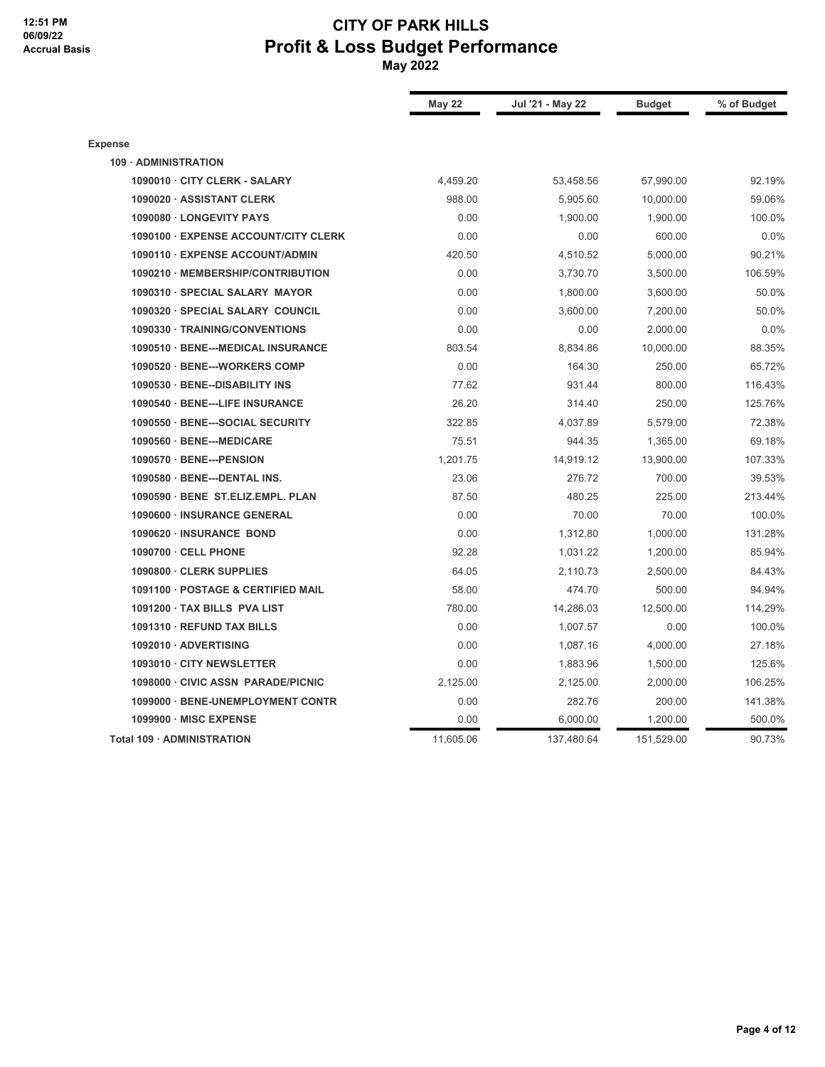12:51 PM
06/09/22
Accrual Basis

# CITY OF PARK HILLS
## Profit & Loss Budget Performance
### May 2022

| | May 22 | Jul '21 - May 22 | Budget | % of Budget |
|---|---|---|---|---|
| **Expense** | | | | |
| **109 · ADMINISTRATION** | | | | |
| 1090010 · CITY CLERK - SALARY | 4,459.20 | 53,458.56 | 57,990.00 | 92.19% |
| 1090020 · ASSISTANT CLERK | 988.00 | 5,905.60 | 10,000.00 | 59.06% |
| 1090080 · LONGEVITY PAYS | 0.00 | 1,900.00 | 1,900.00 | 100.0% |
| 1090100 · EXPENSE ACCOUNT/CITY CLERK | 0.00 | 0.00 | 600.00 | 0.0% |
| 1090110 · EXPENSE ACCOUNT/ADMIN | 420.50 | 4,510.52 | 5,000.00 | 90.21% |
| 1090210 · MEMBERSHIP/CONTRIBUTION | 0.00 | 3,730.70 | 3,500.00 | 106.59% |
| 1090310 · SPECIAL SALARY MAYOR | 0.00 | 1,800.00 | 3,600.00 | 50.0% |
| 1090320 · SPECIAL SALARY COUNCIL | 0.00 | 3,600.00 | 7,200.00 | 50.0% |
| 1090330 · TRAINING/CONVENTIONS | 0.00 | 0.00 | 2,000.00 | 0.0% |
| 1090510 · BENE---MEDICAL INSURANCE | 803.54 | 8,834.86 | 10,000.00 | 88.35% |
| 1090520 · BENE---WORKERS COMP | 0.00 | 164.30 | 250.00 | 65.72% |
| 1090530 · BENE--DISABILITY INS | 77.62 | 931.44 | 800.00 | 116.43% |
| 1090540 · BENE---LIFE INSURANCE | 26.20 | 314.40 | 250.00 | 125.76% |
| 1090550 · BENE---SOCIAL SECURITY | 322.85 | 4,037.89 | 5,579.00 | 72.38% |
| 1090560 · BENE---MEDICARE | 75.51 | 944.35 | 1,365.00 | 69.18% |
| 1090570 · BENE---PENSION | 1,201.75 | 14,919.12 | 13,900.00 | 107.33% |
| 1090580 · BENE---DENTAL INS. | 23.06 | 276.72 | 700.00 | 39.53% |
| 1090590 · BENE ST.ELIZ.EMPL. PLAN | 87.50 | 480.25 | 225.00 | 213.44% |
| 1090600 · INSURANCE GENERAL | 0.00 | 70.00 | 70.00 | 100.0% |
| 1090620 · INSURANCE BOND | 0.00 | 1,312.80 | 1,000.00 | 131.28% |
| 1090700 · CELL PHONE | 92.28 | 1,031.22 | 1,200.00 | 85.94% |
| 1090800 · CLERK SUPPLIES | 64.05 | 2,110.73 | 2,500.00 | 84.43% |
| 1091100 · POSTAGE & CERTIFIED MAIL | 58.00 | 474.70 | 500.00 | 94.94% |
| 1091200 · TAX BILLS PVA LIST | 780.00 | 14,286.03 | 12,500.00 | 114.29% |
| 1091310 · REFUND TAX BILLS | 0.00 | 1,007.57 | 0.00 | 100.0% |
| 1092010 · ADVERTISING | 0.00 | 1,087.16 | 4,000.00 | 27.18% |
| 1093010 · CITY NEWSLETTER | 0.00 | 1,883.96 | 1,500.00 | 125.6% |
| 1098000 · CIVIC ASSN PARADE/PICNIC | 2,125.00 | 2,125.00 | 2,000.00 | 106.25% |
| 1099000 · BENE-UNEMPLOYMENT CONTR | 0.00 | 282.76 | 200.00 | 141.38% |
| 1099900 · MISC EXPENSE | 0.00 | 6,000.00 | 1,200.00 | 500.0% |
| **Total 109 · ADMINISTRATION** | 11,605.06 | 137,480.64 | 151,529.00 | 90.73% |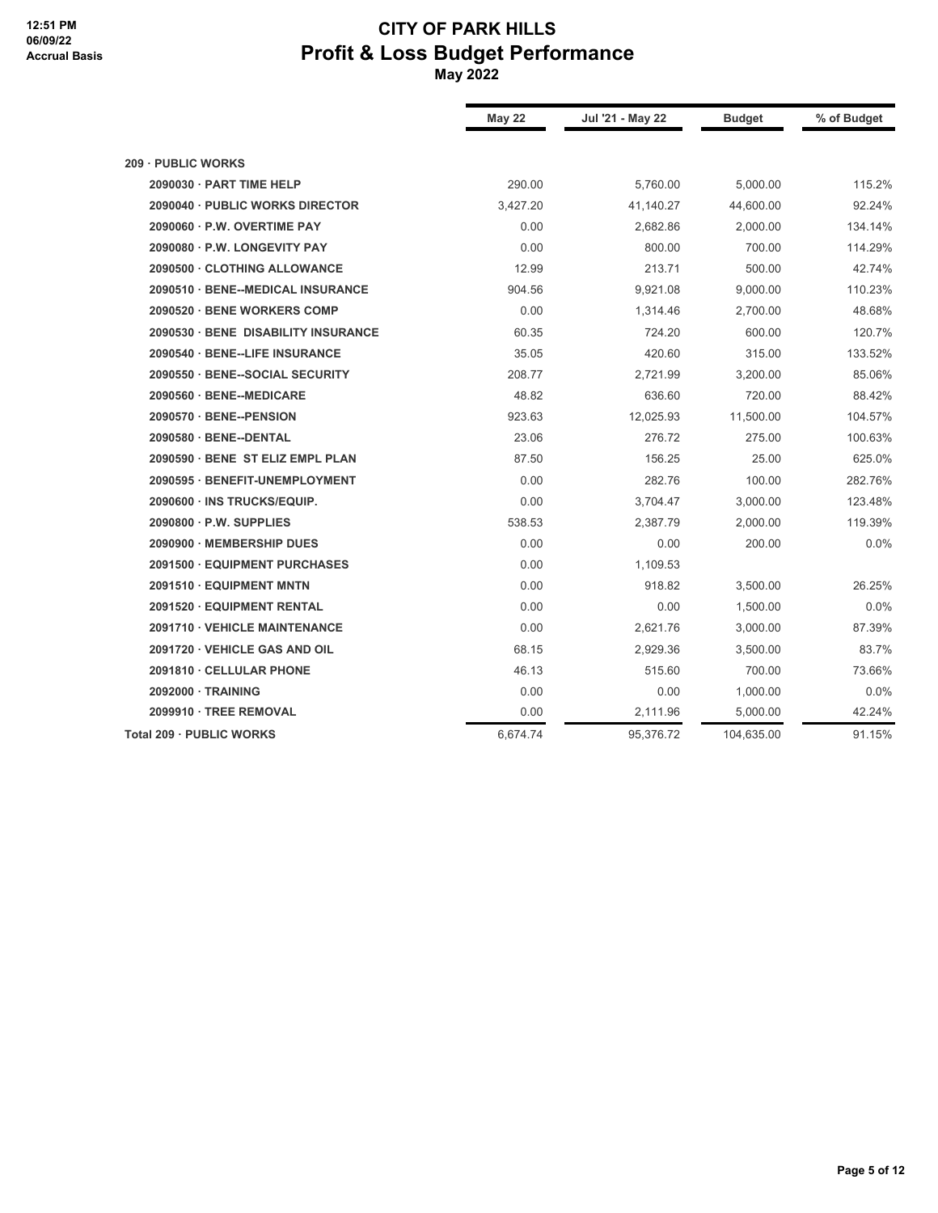# CITY OF PARK HILLS
## Profit & Loss Budget Performance
### May 2022

12:51 PM
06/09/22
Accrual Basis

| | May 22 | Jul '21 - May 22 | Budget | % of Budget |
|---|---|---|---|---|
| **209 · PUBLIC WORKS** | | | | |
| 2090030 · PART TIME HELP | 290.00 | 5,760.00 | 5,000.00 | 115.2% |
| 2090040 · PUBLIC WORKS DIRECTOR | 3,427.20 | 41,140.27 | 44,600.00 | 92.24% |
| 2090060 · P.W. OVERTIME PAY | 0.00 | 2,682.86 | 2,000.00 | 134.14% |
| 2090080 · P.W. LONGEVITY PAY | 0.00 | 800.00 | 700.00 | 114.29% |
| 2090500 · CLOTHING ALLOWANCE | 12.99 | 213.71 | 500.00 | 42.74% |
| 2090510 · BENE--MEDICAL INSURANCE | 904.56 | 9,921.08 | 9,000.00 | 110.23% |
| 2090520 · BENE WORKERS COMP | 0.00 | 1,314.46 | 2,700.00 | 48.68% |
| 2090530 · BENE DISABILITY INSURANCE | 60.35 | 724.20 | 600.00 | 120.7% |
| 2090540 · BENE--LIFE INSURANCE | 35.05 | 420.60 | 315.00 | 133.52% |
| 2090550 · BENE--SOCIAL SECURITY | 208.77 | 2,721.99 | 3,200.00 | 85.06% |
| 2090560 · BENE--MEDICARE | 48.82 | 636.60 | 720.00 | 88.42% |
| 2090570 · BENE--PENSION | 923.63 | 12,025.93 | 11,500.00 | 104.57% |
| 2090580 · BENE--DENTAL | 23.06 | 276.72 | 275.00 | 100.63% |
| 2090590 · BENE ST ELIZ EMPL PLAN | 87.50 | 156.25 | 25.00 | 625.0% |
| 2090595 · BENEFIT-UNEMPLOYMENT | 0.00 | 282.76 | 100.00 | 282.76% |
| 2090600 · INS TRUCKS/EQUIP. | 0.00 | 3,704.47 | 3,000.00 | 123.48% |
| 2090800 · P.W. SUPPLIES | 538.53 | 2,387.79 | 2,000.00 | 119.39% |
| 2090900 · MEMBERSHIP DUES | 0.00 | 0.00 | 200.00 | 0.0% |
| 2091500 · EQUIPMENT PURCHASES | 0.00 | 1,109.53 | | |
| 2091510 · EQUIPMENT MNTN | 0.00 | 918.82 | 3,500.00 | 26.25% |
| 2091520 · EQUIPMENT RENTAL | 0.00 | 0.00 | 1,500.00 | 0.0% |
| 2091710 · VEHICLE MAINTENANCE | 0.00 | 2,621.76 | 3,000.00 | 87.39% |
| 2091720 · VEHICLE GAS AND OIL | 68.15 | 2,929.36 | 3,500.00 | 83.7% |
| 2091810 · CELLULAR PHONE | 46.13 | 515.60 | 700.00 | 73.66% |
| 2092000 · TRAINING | 0.00 | 0.00 | 1,000.00 | 0.0% |
| 2099910 · TREE REMOVAL | 0.00 | 2,111.96 | 5,000.00 | 42.24% |
| **Total 209 · PUBLIC WORKS** | 6,674.74 | 95,376.72 | 104,635.00 | 91.15% |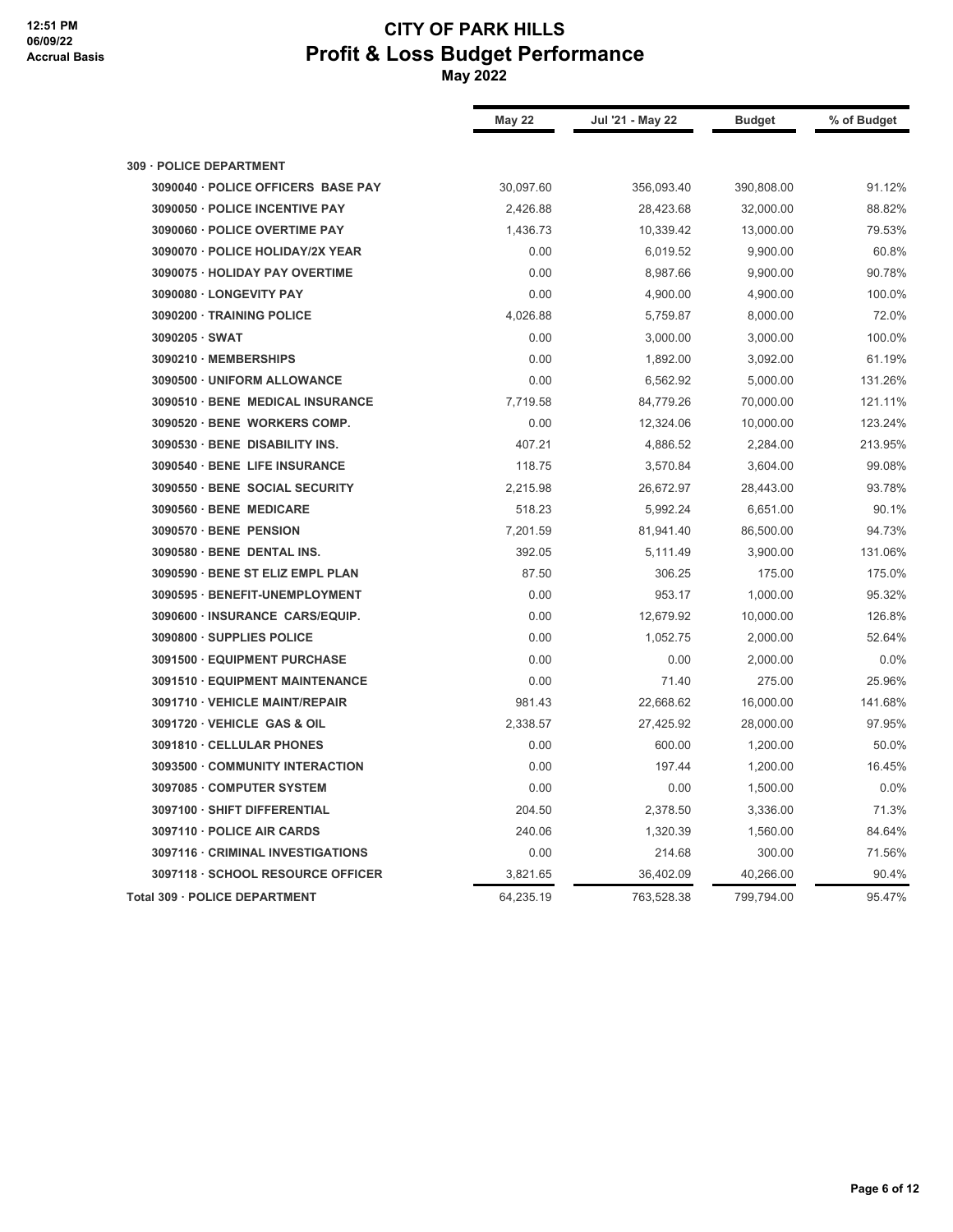# CITY OF PARK HILLS

## Profit & Loss Budget Performance

**May 2022**

12:51 PM
06/09/22
Accrual Basis

| | May 22 | Jul '21 - May 22 | Budget | % of Budget |
|---|---|---|---|---|
| **309 · POLICE DEPARTMENT** | | | | |
| 3090040 · POLICE OFFICERS BASE PAY | 30,097.60 | 356,093.40 | 390,808.00 | 91.12% |
| 3090050 · POLICE INCENTIVE PAY | 2,426.88 | 28,423.68 | 32,000.00 | 88.82% |
| 3090060 · POLICE OVERTIME PAY | 1,436.73 | 10,339.42 | 13,000.00 | 79.53% |
| 3090070 · POLICE HOLIDAY/2X YEAR | 0.00 | 6,019.52 | 9,900.00 | 60.8% |
| 3090075 · HOLIDAY PAY OVERTIME | 0.00 | 8,987.66 | 9,900.00 | 90.78% |
| 3090080 · LONGEVITY PAY | 0.00 | 4,900.00 | 4,900.00 | 100.0% |
| 3090200 · TRAINING POLICE | 4,026.88 | 5,759.87 | 8,000.00 | 72.0% |
| 3090205 · SWAT | 0.00 | 3,000.00 | 3,000.00 | 100.0% |
| 3090210 · MEMBERSHIPS | 0.00 | 1,892.00 | 3,092.00 | 61.19% |
| 3090500 · UNIFORM ALLOWANCE | 0.00 | 6,562.92 | 5,000.00 | 131.26% |
| 3090510 · BENE MEDICAL INSURANCE | 7,719.58 | 84,779.26 | 70,000.00 | 121.11% |
| 3090520 · BENE WORKERS COMP. | 0.00 | 12,324.06 | 10,000.00 | 123.24% |
| 3090530 · BENE DISABILITY INS. | 407.21 | 4,886.52 | 2,284.00 | 213.95% |
| 3090540 · BENE LIFE INSURANCE | 118.75 | 3,570.84 | 3,604.00 | 99.08% |
| 3090550 · BENE SOCIAL SECURITY | 2,215.98 | 26,672.97 | 28,443.00 | 93.78% |
| 3090560 · BENE MEDICARE | 518.23 | 5,992.24 | 6,651.00 | 90.1% |
| 3090570 · BENE PENSION | 7,201.59 | 81,941.40 | 86,500.00 | 94.73% |
| 3090580 · BENE DENTAL INS. | 392.05 | 5,111.49 | 3,900.00 | 131.06% |
| 3090590 · BENE ST ELIZ EMPL PLAN | 87.50 | 306.25 | 175.00 | 175.0% |
| 3090595 · BENEFIT-UNEMPLOYMENT | 0.00 | 953.17 | 1,000.00 | 95.32% |
| 3090600 · INSURANCE CARS/EQUIP. | 0.00 | 12,679.92 | 10,000.00 | 126.8% |
| 3090800 · SUPPLIES POLICE | 0.00 | 1,052.75 | 2,000.00 | 52.64% |
| 3091500 · EQUIPMENT PURCHASE | 0.00 | 0.00 | 2,000.00 | 0.0% |
| 3091510 · EQUIPMENT MAINTENANCE | 0.00 | 71.40 | 275.00 | 25.96% |
| 3091710 · VEHICLE MAINT/REPAIR | 981.43 | 22,668.62 | 16,000.00 | 141.68% |
| 3091720 · VEHICLE GAS & OIL | 2,338.57 | 27,425.92 | 28,000.00 | 97.95% |
| 3091810 · CELLULAR PHONES | 0.00 | 600.00 | 1,200.00 | 50.0% |
| 3093500 · COMMUNITY INTERACTION | 0.00 | 197.44 | 1,200.00 | 16.45% |
| 3097085 · COMPUTER SYSTEM | 0.00 | 0.00 | 1,500.00 | 0.0% |
| 3097100 · SHIFT DIFFERENTIAL | 204.50 | 2,378.50 | 3,336.00 | 71.3% |
| 3097110 · POLICE AIR CARDS | 240.06 | 1,320.39 | 1,560.00 | 84.64% |
| 3097116 · CRIMINAL INVESTIGATIONS | 0.00 | 214.68 | 300.00 | 71.56% |
| 3097118 · SCHOOL RESOURCE OFFICER | 3,821.65 | 36,402.09 | 40,266.00 | 90.4% |
| **Total 309 · POLICE DEPARTMENT** | 64,235.19 | 763,528.38 | 799,794.00 | 95.47% |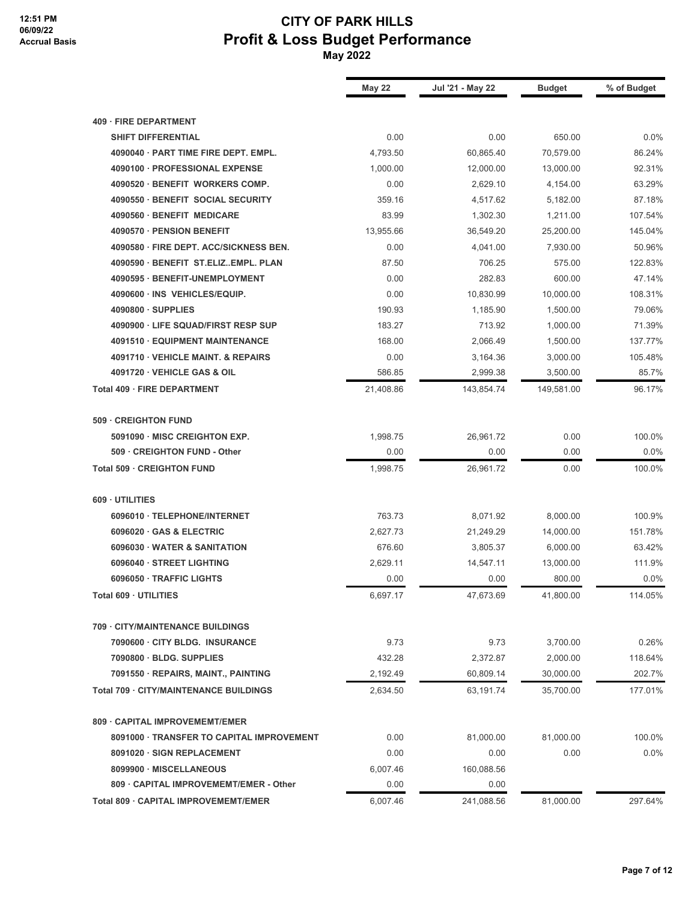# CITY OF PARK HILLS
## Profit & Loss Budget Performance
### May 2022

12:51 PM
06/09/22
Accrual Basis

| | May 22 | Jul '21 - May 22 | Budget | % of Budget |
|---|---|---|---|---|
| **409 · FIRE DEPARTMENT** | | | | |
| SHIFT DIFFERENTIAL | 0.00 | 0.00 | 650.00 | 0.0% |
| 4090040 · PART TIME FIRE DEPT. EMPL. | 4,793.50 | 60,865.40 | 70,579.00 | 86.24% |
| 4090100 · PROFESSIONAL EXPENSE | 1,000.00 | 12,000.00 | 13,000.00 | 92.31% |
| 4090520 · BENEFIT WORKERS COMP. | 0.00 | 2,629.10 | 4,154.00 | 63.29% |
| 4090550 · BENEFIT SOCIAL SECURITY | 359.16 | 4,517.62 | 5,182.00 | 87.18% |
| 4090560 · BENEFIT MEDICARE | 83.99 | 1,302.30 | 1,211.00 | 107.54% |
| 4090570 · PENSION BENEFIT | 13,955.66 | 36,549.20 | 25,200.00 | 145.04% |
| 4090580 · FIRE DEPT. ACC/SICKNESS BEN. | 0.00 | 4,041.00 | 7,930.00 | 50.96% |
| 4090590 · BENEFIT ST.ELIZ..EMPL. PLAN | 87.50 | 706.25 | 575.00 | 122.83% |
| 4090595 · BENEFIT-UNEMPLOYMENT | 0.00 | 282.83 | 600.00 | 47.14% |
| 4090600 · INS VEHICLES/EQUIP. | 0.00 | 10,830.99 | 10,000.00 | 108.31% |
| 4090800 · SUPPLIES | 190.93 | 1,185.90 | 1,500.00 | 79.06% |
| 4090900 · LIFE SQUAD/FIRST RESP SUP | 183.27 | 713.92 | 1,000.00 | 71.39% |
| 4091510 · EQUIPMENT MAINTENANCE | 168.00 | 2,066.49 | 1,500.00 | 137.77% |
| 4091710 · VEHICLE MAINT. & REPAIRS | 0.00 | 3,164.36 | 3,000.00 | 105.48% |
| 4091720 · VEHICLE GAS & OIL | 586.85 | 2,999.38 | 3,500.00 | 85.7% |
| **Total 409 · FIRE DEPARTMENT** | 21,408.86 | 143,854.74 | 149,581.00 | 96.17% |
| **509 · CREIGHTON FUND** | | | | |
| 5091090 · MISC CREIGHTON EXP. | 1,998.75 | 26,961.72 | 0.00 | 100.0% |
| 509 · CREIGHTON FUND - Other | 0.00 | 0.00 | 0.00 | 0.0% |
| **Total 509 · CREIGHTON FUND** | 1,998.75 | 26,961.72 | 0.00 | 100.0% |
| **609 · UTILITIES** | | | | |
| 6096010 · TELEPHONE/INTERNET | 763.73 | 8,071.92 | 8,000.00 | 100.9% |
| 6096020 · GAS & ELECTRIC | 2,627.73 | 21,249.29 | 14,000.00 | 151.78% |
| 6096030 · WATER & SANITATION | 676.60 | 3,805.37 | 6,000.00 | 63.42% |
| 6096040 · STREET LIGHTING | 2,629.11 | 14,547.11 | 13,000.00 | 111.9% |
| 6096050 · TRAFFIC LIGHTS | 0.00 | 0.00 | 800.00 | 0.0% |
| **Total 609 · UTILITIES** | 6,697.17 | 47,673.69 | 41,800.00 | 114.05% |
| **709 · CITY/MAINTENANCE BUILDINGS** | | | | |
| 7090600 · CITY BLDG. INSURANCE | 9.73 | 9.73 | 3,700.00 | 0.26% |
| 7090800 · BLDG. SUPPLIES | 432.28 | 2,372.87 | 2,000.00 | 118.64% |
| 7091550 · REPAIRS, MAINT., PAINTING | 2,192.49 | 60,809.14 | 30,000.00 | 202.7% |
| **Total 709 · CITY/MAINTENANCE BUILDINGS** | 2,634.50 | 63,191.74 | 35,700.00 | 177.01% |
| **809 · CAPITAL IMPROVEMEMT/EMER** | | | | |
| 8091000 · TRANSFER TO CAPITAL IMPROVEMENT | 0.00 | 81,000.00 | 81,000.00 | 100.0% |
| 8091020 · SIGN REPLACEMENT | 0.00 | 0.00 | 0.00 | 0.0% |
| 8099900 · MISCELLANEOUS | 6,007.46 | 160,088.56 | | |
| 809 · CAPITAL IMPROVEMEMT/EMER - Other | 0.00 | 0.00 | | |
| **Total 809 · CAPITAL IMPROVEMEMT/EMER** | 6,007.46 | 241,088.56 | 81,000.00 | 297.64% |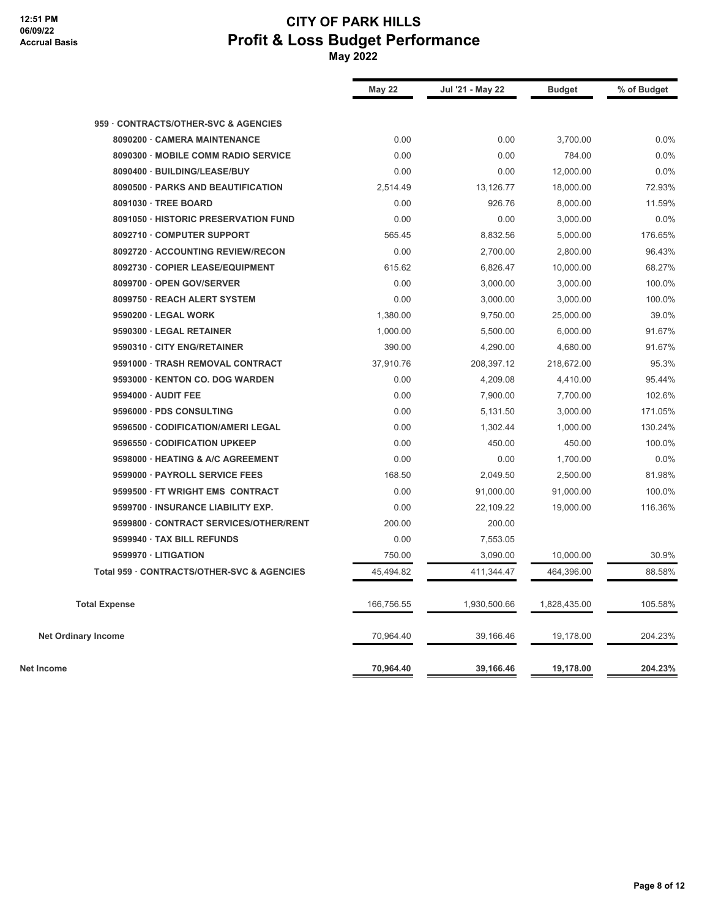# CITY OF PARK HILLS
## Profit & Loss Budget Performance
### May 2022

12:51 PM
06/09/22
Accrual Basis

| | May 22 | Jul '21 - May 22 | Budget | % of Budget |
|---|---|---|---|---|
| **959 · CONTRACTS/OTHER-SVC & AGENCIES** | | | | |
| 8090200 · CAMERA MAINTENANCE | 0.00 | 0.00 | 3,700.00 | 0.0% |
| 8090300 · MOBILE COMM RADIO SERVICE | 0.00 | 0.00 | 784.00 | 0.0% |
| 8090400 · BUILDING/LEASE/BUY | 0.00 | 0.00 | 12,000.00 | 0.0% |
| 8090500 · PARKS AND BEAUTIFICATION | 2,514.49 | 13,126.77 | 18,000.00 | 72.93% |
| 8091030 · TREE BOARD | 0.00 | 926.76 | 8,000.00 | 11.59% |
| 8091050 · HISTORIC PRESERVATION FUND | 0.00 | 0.00 | 3,000.00 | 0.0% |
| 8092710 · COMPUTER SUPPORT | 565.45 | 8,832.56 | 5,000.00 | 176.65% |
| 8092720 · ACCOUNTING REVIEW/RECON | 0.00 | 2,700.00 | 2,800.00 | 96.43% |
| 8092730 · COPIER LEASE/EQUIPMENT | 615.62 | 6,826.47 | 10,000.00 | 68.27% |
| 8099700 · OPEN GOV/SERVER | 0.00 | 3,000.00 | 3,000.00 | 100.0% |
| 8099750 · REACH ALERT SYSTEM | 0.00 | 3,000.00 | 3,000.00 | 100.0% |
| 9590200 · LEGAL WORK | 1,380.00 | 9,750.00 | 25,000.00 | 39.0% |
| 9590300 · LEGAL RETAINER | 1,000.00 | 5,500.00 | 6,000.00 | 91.67% |
| 9590310 · CITY ENG/RETAINER | 390.00 | 4,290.00 | 4,680.00 | 91.67% |
| 9591000 · TRASH REMOVAL CONTRACT | 37,910.76 | 208,397.12 | 218,672.00 | 95.3% |
| 9593000 · KENTON CO. DOG WARDEN | 0.00 | 4,209.08 | 4,410.00 | 95.44% |
| 9594000 · AUDIT FEE | 0.00 | 7,900.00 | 7,700.00 | 102.6% |
| 9596000 · PDS CONSULTING | 0.00 | 5,131.50 | 3,000.00 | 171.05% |
| 9596500 · CODIFICATION/AMERI LEGAL | 0.00 | 1,302.44 | 1,000.00 | 130.24% |
| 9596550 · CODIFICATION UPKEEP | 0.00 | 450.00 | 450.00 | 100.0% |
| 9598000 · HEATING & A/C AGREEMENT | 0.00 | 0.00 | 1,700.00 | 0.0% |
| 9599000 · PAYROLL SERVICE FEES | 168.50 | 2,049.50 | 2,500.00 | 81.98% |
| 9599500 · FT WRIGHT EMS CONTRACT | 0.00 | 91,000.00 | 91,000.00 | 100.0% |
| 9599700 · INSURANCE LIABILITY EXP. | 0.00 | 22,109.22 | 19,000.00 | 116.36% |
| 9599800 · CONTRACT SERVICES/OTHER/RENT | 200.00 | 200.00 | | |
| 9599940 · TAX BILL REFUNDS | 0.00 | 7,553.05 | | |
| 9599970 · LITIGATION | 750.00 | 3,090.00 | 10,000.00 | 30.9% |
| **Total 959 · CONTRACTS/OTHER-SVC & AGENCIES** | 45,494.82 | 411,344.47 | 464,396.00 | 88.58% |
| **Total Expense** | 166,756.55 | 1,930,500.66 | 1,828,435.00 | 105.58% |
| **Net Ordinary Income** | 70,964.40 | 39,166.46 | 19,178.00 | 204.23% |
| **Net Income** | **70,964.40** | **39,166.46** | **19,178.00** | **204.23%** |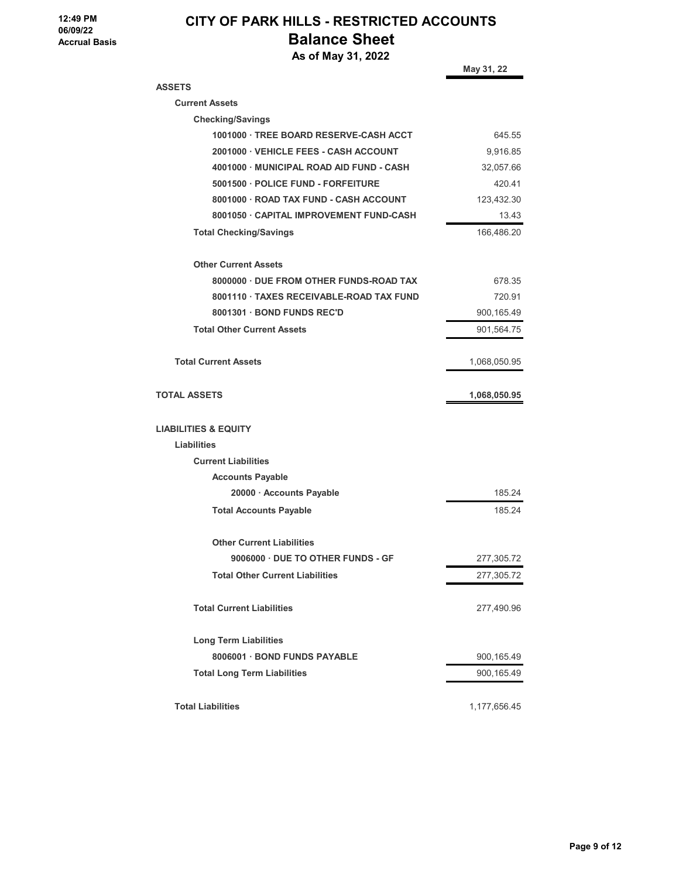12:49 PM
06/09/22
Accrual Basis

# CITY OF PARK HILLS - RESTRICTED ACCOUNTS
## Balance Sheet
### As of May 31, 2022

| | May 31, 22 |
|---|---|
| **ASSETS** | |
| **Current Assets** | |
| **Checking/Savings** | |
| **1001000 · TREE BOARD RESERVE-CASH ACCT** | 645.55 |
| **2001000 · VEHICLE FEES - CASH ACCOUNT** | 9,916.85 |
| **4001000 · MUNICIPAL ROAD AID FUND - CASH** | 32,057.66 |
| **5001500 · POLICE FUND - FORFEITURE** | 420.41 |
| **8001000 · ROAD TAX FUND - CASH ACCOUNT** | 123,432.30 |
| **8001050 · CAPITAL IMPROVEMENT FUND-CASH** | 13.43 |
| **Total Checking/Savings** | 166,486.20 |
| **Other Current Assets** | |
| **8000000 · DUE FROM OTHER FUNDS-ROAD TAX** | 678.35 |
| **8001110 · TAXES RECEIVABLE-ROAD TAX FUND** | 720.91 |
| **8001301 · BOND FUNDS REC'D** | 900,165.49 |
| **Total Other Current Assets** | 901,564.75 |
| **Total Current Assets** | 1,068,050.95 |
| **TOTAL ASSETS** | **1,068,050.95** |
| **LIABILITIES & EQUITY** | |
| **Liabilities** | |
| **Current Liabilities** | |
| **Accounts Payable** | |
| **20000 · Accounts Payable** | 185.24 |
| **Total Accounts Payable** | 185.24 |
| **Other Current Liabilities** | |
| **9006000 · DUE TO OTHER FUNDS - GF** | 277,305.72 |
| **Total Other Current Liabilities** | 277,305.72 |
| **Total Current Liabilities** | 277,490.96 |
| **Long Term Liabilities** | |
| **8006001 · BOND FUNDS PAYABLE** | 900,165.49 |
| **Total Long Term Liabilities** | 900,165.49 |
| **Total Liabilities** | 1,177,656.45 |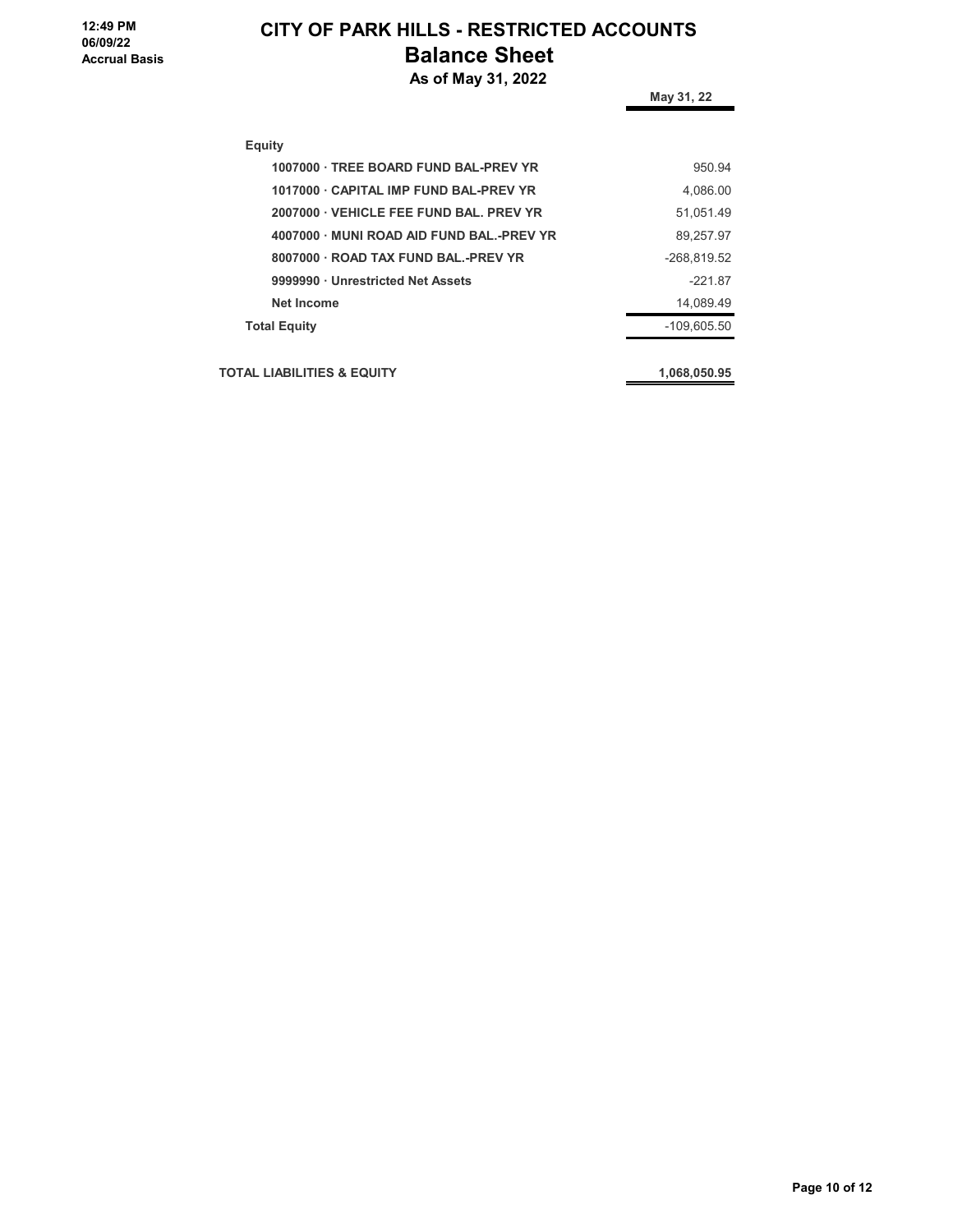# CITY OF PARK HILLS - RESTRICTED ACCOUNTS

## Balance Sheet

### As of May 31, 2022

12:49 PM
06/09/22
Accrual Basis

| | May 31, 22 |
|---|---|
| **Equity** | |
| 1007000 · TREE BOARD FUND BAL-PREV YR | 950.94 |
| 1017000 · CAPITAL IMP FUND BAL-PREV YR | 4,086.00 |
| 2007000 · VEHICLE FEE FUND BAL. PREV YR | 51,051.49 |
| 4007000 · MUNI ROAD AID FUND BAL.-PREV YR | 89,257.97 |
| 8007000 · ROAD TAX FUND BAL.-PREV YR | -268,819.52 |
| 9999990 · Unrestricted Net Assets | -221.87 |
| Net Income | 14,089.49 |
| **Total Equity** | -109,605.50 |
| **TOTAL LIABILITIES & EQUITY** | **1,068,050.95** |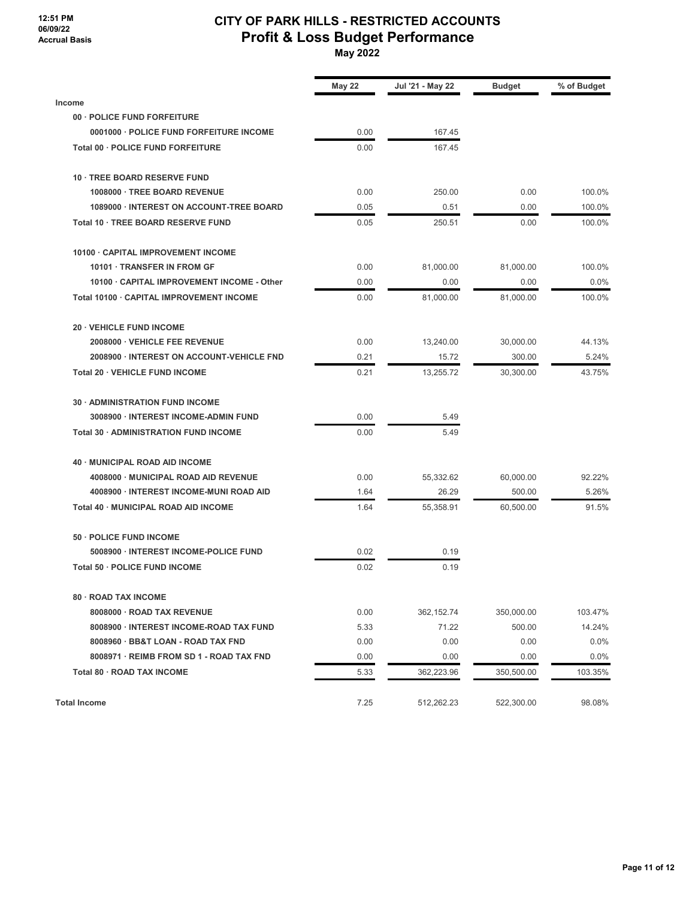12:51 PM
06/09/22
Accrual Basis

# CITY OF PARK HILLS - RESTRICTED ACCOUNTS
## Profit & Loss Budget Performance
**May 2022**

| | May 22 | Jul '21 - May 22 | Budget | % of Budget |
|---|---|---|---|---|
| **Income** | | | | |
| 00 · POLICE FUND FORFEITURE | | | | |
| 0001000 · POLICE FUND FORFEITURE INCOME | 0.00 | 167.45 | | |
| Total 00 · POLICE FUND FORFEITURE | 0.00 | 167.45 | | |
| 10 · TREE BOARD RESERVE FUND | | | | |
| 1008000 · TREE BOARD REVENUE | 0.00 | 250.00 | 0.00 | 100.0% |
| 1089000 · INTEREST ON ACCOUNT-TREE BOARD | 0.05 | 0.51 | 0.00 | 100.0% |
| Total 10 · TREE BOARD RESERVE FUND | 0.05 | 250.51 | 0.00 | 100.0% |
| 10100 · CAPITAL IMPROVEMENT INCOME | | | | |
| 10101 · TRANSFER IN FROM GF | 0.00 | 81,000.00 | 81,000.00 | 100.0% |
| 10100 · CAPITAL IMPROVEMENT INCOME - Other | 0.00 | 0.00 | 0.00 | 0.0% |
| Total 10100 · CAPITAL IMPROVEMENT INCOME | 0.00 | 81,000.00 | 81,000.00 | 100.0% |
| 20 · VEHICLE FUND INCOME | | | | |
| 2008000 · VEHICLE FEE REVENUE | 0.00 | 13,240.00 | 30,000.00 | 44.13% |
| 2008900 · INTEREST ON ACCOUNT-VEHICLE FND | 0.21 | 15.72 | 300.00 | 5.24% |
| Total 20 · VEHICLE FUND INCOME | 0.21 | 13,255.72 | 30,300.00 | 43.75% |
| 30 · ADMINISTRATION FUND INCOME | | | | |
| 3008900 · INTEREST INCOME-ADMIN FUND | 0.00 | 5.49 | | |
| Total 30 · ADMINISTRATION FUND INCOME | 0.00 | 5.49 | | |
| 40 · MUNICIPAL ROAD AID INCOME | | | | |
| 4008000 · MUNICIPAL ROAD AID REVENUE | 0.00 | 55,332.62 | 60,000.00 | 92.22% |
| 4008900 · INTEREST INCOME-MUNI ROAD AID | 1.64 | 26.29 | 500.00 | 5.26% |
| Total 40 · MUNICIPAL ROAD AID INCOME | 1.64 | 55,358.91 | 60,500.00 | 91.5% |
| 50 · POLICE FUND INCOME | | | | |
| 5008900 · INTEREST INCOME-POLICE FUND | 0.02 | 0.19 | | |
| Total 50 · POLICE FUND INCOME | 0.02 | 0.19 | | |
| 80 · ROAD TAX INCOME | | | | |
| 8008000 · ROAD TAX REVENUE | 0.00 | 362,152.74 | 350,000.00 | 103.47% |
| 8008900 · INTEREST INCOME-ROAD TAX FUND | 5.33 | 71.22 | 500.00 | 14.24% |
| 8008960 · BB&T LOAN - ROAD TAX FND | 0.00 | 0.00 | 0.00 | 0.0% |
| 8008971 · REIMB FROM SD 1 - ROAD TAX FND | 0.00 | 0.00 | 0.00 | 0.0% |
| Total 80 · ROAD TAX INCOME | 5.33 | 362,223.96 | 350,500.00 | 103.35% |
| **Total Income** | 7.25 | 512,262.23 | 522,300.00 | 98.08% |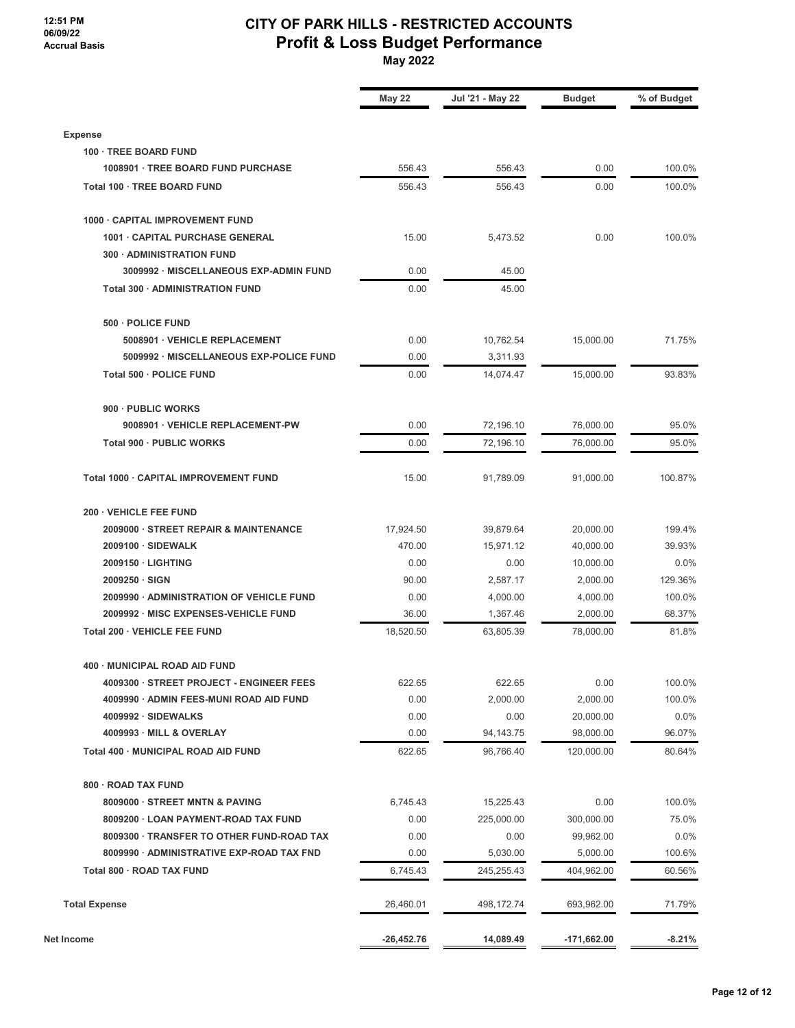12:51 PM
06/09/22
Accrual Basis

# CITY OF PARK HILLS - RESTRICTED ACCOUNTS
## Profit & Loss Budget Performance
**May 2022**

| | May 22 | Jul '21 - May 22 | Budget | % of Budget |
|---|---|---|---|---|
| **Expense** | | | | |
| **100 · TREE BOARD FUND** | | | | |
| **1008901 · TREE BOARD FUND PURCHASE** | 556.43 | 556.43 | 0.00 | 100.0% |
| **Total 100 · TREE BOARD FUND** | 556.43 | 556.43 | 0.00 | 100.0% |
| **1000 · CAPITAL IMPROVEMENT FUND** | | | | |
| **1001 · CAPITAL PURCHASE GENERAL** | 15.00 | 5,473.52 | 0.00 | 100.0% |
| **300 · ADMINISTRATION FUND** | | | | |
| **3009992 · MISCELLANEOUS EXP-ADMIN FUND** | 0.00 | 45.00 | | |
| **Total 300 · ADMINISTRATION FUND** | 0.00 | 45.00 | | |
| **500 · POLICE FUND** | | | | |
| **5008901 · VEHICLE REPLACEMENT** | 0.00 | 10,762.54 | 15,000.00 | 71.75% |
| **5009992 · MISCELLANEOUS EXP-POLICE FUND** | 0.00 | 3,311.93 | | |
| **Total 500 · POLICE FUND** | 0.00 | 14,074.47 | 15,000.00 | 93.83% |
| **900 · PUBLIC WORKS** | | | | |
| **9008901 · VEHICLE REPLACEMENT-PW** | 0.00 | 72,196.10 | 76,000.00 | 95.0% |
| **Total 900 · PUBLIC WORKS** | 0.00 | 72,196.10 | 76,000.00 | 95.0% |
| **Total 1000 · CAPITAL IMPROVEMENT FUND** | 15.00 | 91,789.09 | 91,000.00 | 100.87% |
| **200 · VEHICLE FEE FUND** | | | | |
| **2009000 · STREET REPAIR & MAINTENANCE** | 17,924.50 | 39,879.64 | 20,000.00 | 199.4% |
| **2009100 · SIDEWALK** | 470.00 | 15,971.12 | 40,000.00 | 39.93% |
| **2009150 · LIGHTING** | 0.00 | 0.00 | 10,000.00 | 0.0% |
| **2009250 · SIGN** | 90.00 | 2,587.17 | 2,000.00 | 129.36% |
| **2009990 · ADMINISTRATION OF VEHICLE FUND** | 0.00 | 4,000.00 | 4,000.00 | 100.0% |
| **2009992 · MISC EXPENSES-VEHICLE FUND** | 36.00 | 1,367.46 | 2,000.00 | 68.37% |
| **Total 200 · VEHICLE FEE FUND** | 18,520.50 | 63,805.39 | 78,000.00 | 81.8% |
| **400 · MUNICIPAL ROAD AID FUND** | | | | |
| **4009300 · STREET PROJECT - ENGINEER FEES** | 622.65 | 622.65 | 0.00 | 100.0% |
| **4009990 · ADMIN FEES-MUNI ROAD AID FUND** | 0.00 | 2,000.00 | 2,000.00 | 100.0% |
| **4009992 · SIDEWALKS** | 0.00 | 0.00 | 20,000.00 | 0.0% |
| **4009993 · MILL & OVERLAY** | 0.00 | 94,143.75 | 98,000.00 | 96.07% |
| **Total 400 · MUNICIPAL ROAD AID FUND** | 622.65 | 96,766.40 | 120,000.00 | 80.64% |
| **800 · ROAD TAX FUND** | | | | |
| **8009000 · STREET MNTN & PAVING** | 6,745.43 | 15,225.43 | 0.00 | 100.0% |
| **8009200 · LOAN PAYMENT-ROAD TAX FUND** | 0.00 | 225,000.00 | 300,000.00 | 75.0% |
| **8009300 · TRANSFER TO OTHER FUND-ROAD TAX** | 0.00 | 0.00 | 99,962.00 | 0.0% |
| **8009990 · ADMINISTRATIVE EXP-ROAD TAX FND** | 0.00 | 5,030.00 | 5,000.00 | 100.6% |
| **Total 800 · ROAD TAX FUND** | 6,745.43 | 245,255.43 | 404,962.00 | 60.56% |
| **Total Expense** | 26,460.01 | 498,172.74 | 693,962.00 | 71.79% |
| **Net Income** | **-26,452.76** | **14,089.49** | **-171,662.00** | **-8.21%** |